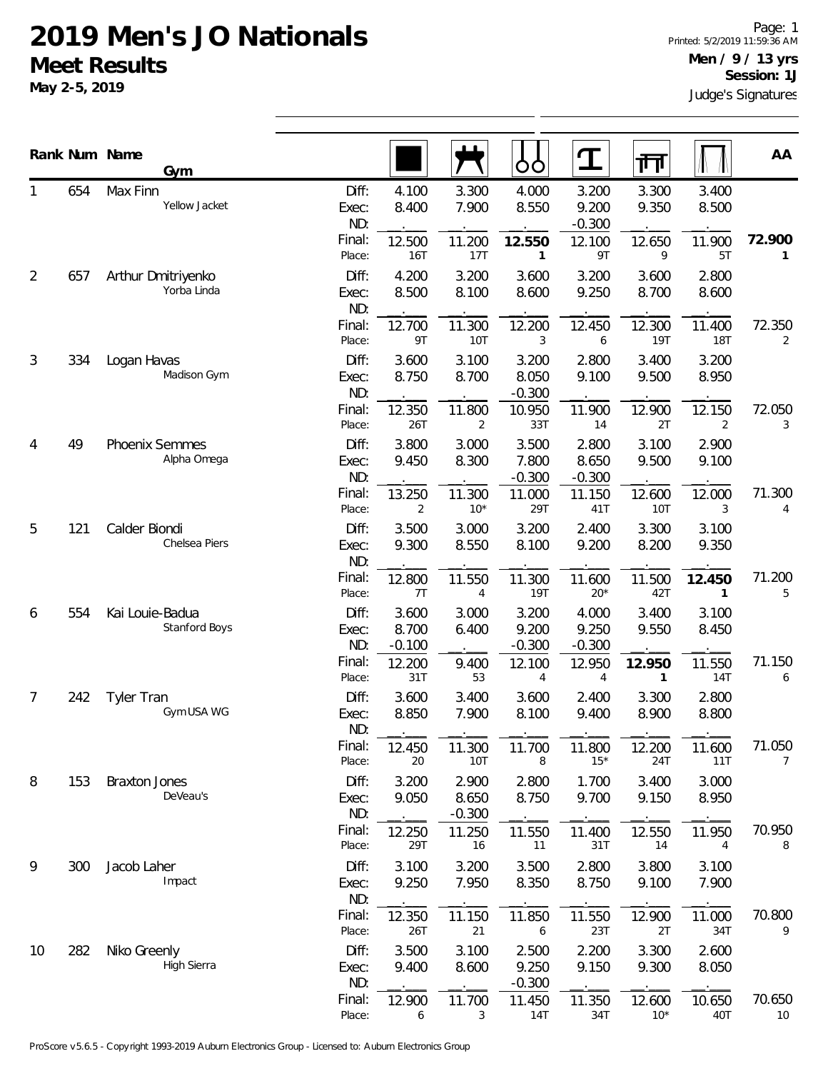# 2019 Men's JO Nationals

## Meet Results

**May 2-5, 2019**

Page: 1
Printed: 5/2/2019 11:59:36 AM
**Men / 9 / 13 yrs**
**Session: 1J**
Judge's Signatures

| Rank | Num | Name / Gym | | Floor | Pommel Horse | Rings | Vault | Parallel Bars | High Bar | AA |
|---|---|---|---|---|---|---|---|---|---|---|
| 1 | 654 | Max Finn<br>Yellow Jacket | Diff: | 4.100 | 3.300 | 4.000 | 3.200 | 3.300 | 3.400 | |
| | | | Exec: | 8.400 | 7.900 | 8.550 | 9.200 | 9.350 | 8.500 | |
| | | | ND: | . | . | . | -0.300 | . | . | |
| | | | Final: | 12.500 | 11.200 | **12.550** | 12.100 | 12.650 | 11.900 | **72.900** |
| | | | Place: | 16T | 17T | 1 | 9T | 9 | 5T | 1 |
| 2 | 657 | Arthur Dmitriyenko<br>Yorba Linda | Diff: | 4.200 | 3.200 | 3.600 | 3.200 | 3.600 | 2.800 | |
| | | | Exec: | 8.500 | 8.100 | 8.600 | 9.250 | 8.700 | 8.600 | |
| | | | ND: | . | . | . | . | . | . | |
| | | | Final: | 12.700 | 11.300 | 12.200 | 12.450 | 12.300 | 11.400 | 72.350 |
| | | | Place: | 9T | 10T | 3 | 6 | 19T | 18T | 2 |
| 3 | 334 | Logan Havas<br>Madison Gym | Diff: | 3.600 | 3.100 | 3.200 | 2.800 | 3.400 | 3.200 | |
| | | | Exec: | 8.750 | 8.700 | 8.050 | 9.100 | 9.500 | 8.950 | |
| | | | ND: | . | . | -0.300 | . | . | . | |
| | | | Final: | 12.350 | 11.800 | 10.950 | 11.900 | 12.900 | 12.150 | 72.050 |
| | | | Place: | 26T | 2 | 33T | 14 | 2T | 2 | 3 |
| 4 | 49 | Phoenix Semmes<br>Alpha Omega | Diff: | 3.800 | 3.000 | 3.500 | 2.800 | 3.100 | 2.900 | |
| | | | Exec: | 9.450 | 8.300 | 7.800 | 8.650 | 9.500 | 9.100 | |
| | | | ND: | . | . | -0.300 | -0.300 | . | . | |
| | | | Final: | 13.250 | 11.300 | 11.000 | 11.150 | 12.600 | 12.000 | 71.300 |
| | | | Place: | 2 | 10* | 29T | 41T | 10T | 3 | 4 |
| 5 | 121 | Calder Biondi<br>Chelsea Piers | Diff: | 3.500 | 3.000 | 3.200 | 2.400 | 3.300 | 3.100 | |
| | | | Exec: | 9.300 | 8.550 | 8.100 | 9.200 | 8.200 | 9.350 | |
| | | | ND: | . | . | . | . | . | . | |
| | | | Final: | 12.800 | 11.550 | 11.300 | 11.600 | 11.500 | **12.450** | 71.200 |
| | | | Place: | 7T | 4 | 19T | 20* | 42T | 1 | 5 |
| 6 | 554 | Kai Louie-Badua<br>Stanford Boys | Diff: | 3.600 | 3.000 | 3.200 | 4.000 | 3.400 | 3.100 | |
| | | | Exec: | 8.700 | 6.400 | 9.200 | 9.250 | 9.550 | 8.450 | |
| | | | ND: | -0.100 | . | -0.300 | -0.300 | . | . | |
| | | | Final: | 12.200 | 9.400 | 12.100 | 12.950 | **12.950** | 11.550 | 71.150 |
| | | | Place: | 31T | 53 | 4 | 4 | 1 | 14T | 6 |
| 7 | 242 | Tyler Tran<br>Gym USA WG | Diff: | 3.600 | 3.400 | 3.600 | 2.400 | 3.300 | 2.800 | |
| | | | Exec: | 8.850 | 7.900 | 8.100 | 9.400 | 8.900 | 8.800 | |
| | | | ND: | . | . | . | . | . | . | |
| | | | Final: | 12.450 | 11.300 | 11.700 | 11.800 | 12.200 | 11.600 | 71.050 |
| | | | Place: | 20 | 10T | 8 | 15* | 24T | 11T | 7 |
| 8 | 153 | Braxton Jones<br>DeVeau's | Diff: | 3.200 | 2.900 | 2.800 | 1.700 | 3.400 | 3.000 | |
| | | | Exec: | 9.050 | 8.650 | 8.750 | 9.700 | 9.150 | 8.950 | |
| | | | ND: | . | -0.300 | . | . | . | . | |
| | | | Final: | 12.250 | 11.250 | 11.550 | 11.400 | 12.550 | 11.950 | 70.950 |
| | | | Place: | 29T | 16 | 11 | 31T | 14 | 4 | 8 |
| 9 | 300 | Jacob Laher<br>Impact | Diff: | 3.100 | 3.200 | 3.500 | 2.800 | 3.800 | 3.100 | |
| | | | Exec: | 9.250 | 7.950 | 8.350 | 8.750 | 9.100 | 7.900 | |
| | | | ND: | . | . | . | . | . | . | |
| | | | Final: | 12.350 | 11.150 | 11.850 | 11.550 | 12.900 | 11.000 | 70.800 |
| | | | Place: | 26T | 21 | 6 | 23T | 2T | 34T | 9 |
| 10 | 282 | Niko Greenly<br>High Sierra | Diff: | 3.500 | 3.100 | 2.500 | 2.200 | 3.300 | 2.600 | |
| | | | Exec: | 9.400 | 8.600 | 9.250 | 9.150 | 9.300 | 8.050 | |
| | | | ND: | . | . | -0.300 | . | . | . | |
| | | | Final: | 12.900 | 11.700 | 11.450 | 11.350 | 12.600 | 10.650 | 70.650 |
| | | | Place: | 6 | 3 | 14T | 34T | 10* | 40T | 10 |

ProScore v5.6.5 - Copyright 1993-2019 Auburn Electronics Group - Licensed to: Auburn Electronics Group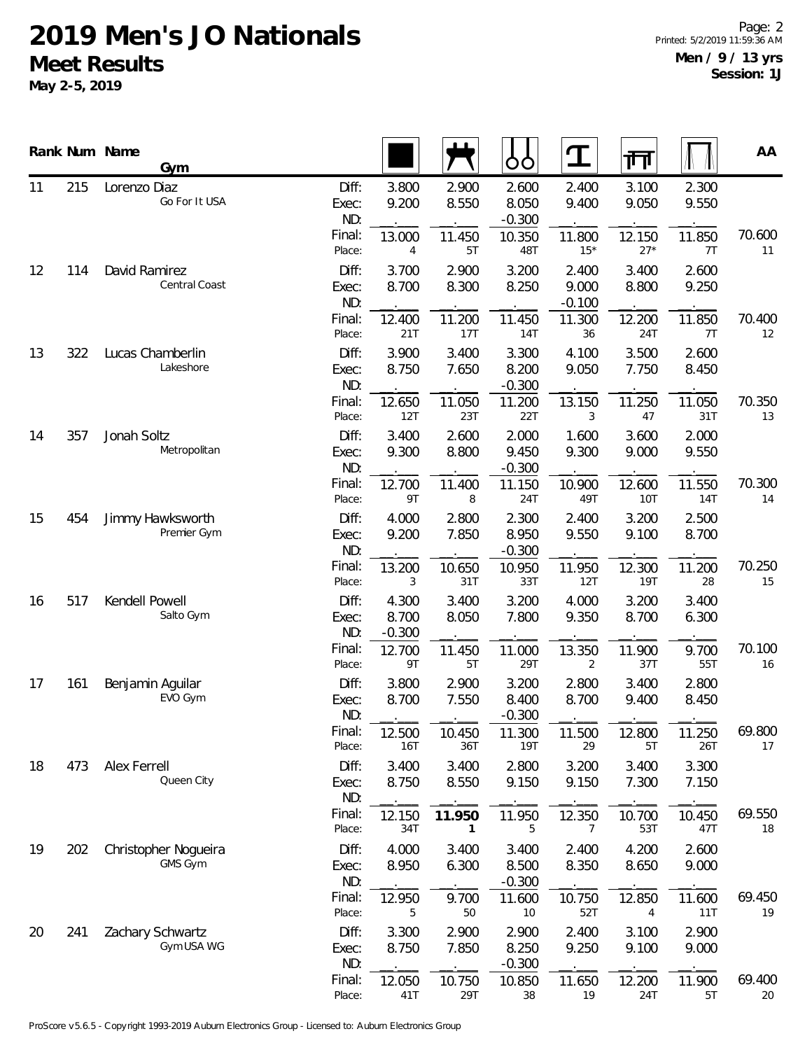# 2019 Men's JO Nationals

## Meet Results

**May 2-5, 2019**

**Men / 9 / 13 yrs**
**Session: 1J**

| Rank | Num | Name / Gym | | Floor | Pommel Horse | Rings | Vault | Parallel Bars | High Bar | AA |
|---|---|---|---|---|---|---|---|---|---|---|
| 11 | 215 | Lorenzo Diaz | Diff: | 3.800 | 2.900 | 2.600 | 2.400 | 3.100 | 2.300 | |
| | | Go For It USA | Exec: | 9.200 | 8.550 | 8.050 | 9.400 | 9.050 | 9.550 | |
| | | | ND: | | | -0.300 | | | | |
| | | | Final: | 13.000 | 11.450 | 10.350 | 11.800 | 12.150 | 11.850 | 70.600 |
| | | | Place: | 4 | 5T | 48T | 15* | 27* | 7T | 11 |
| 12 | 114 | David Ramirez | Diff: | 3.700 | 2.900 | 3.200 | 2.400 | 3.400 | 2.600 | |
| | | Central Coast | Exec: | 8.700 | 8.300 | 8.250 | 9.000 | 8.800 | 9.250 | |
| | | | ND: | | | | -0.100 | | | |
| | | | Final: | 12.400 | 11.200 | 11.450 | 11.300 | 12.200 | 11.850 | 70.400 |
| | | | Place: | 21T | 17T | 14T | 36 | 24T | 7T | 12 |
| 13 | 322 | Lucas Chamberlin | Diff: | 3.900 | 3.400 | 3.300 | 4.100 | 3.500 | 2.600 | |
| | | Lakeshore | Exec: | 8.750 | 7.650 | 8.200 | 9.050 | 7.750 | 8.450 | |
| | | | ND: | | | -0.300 | | | | |
| | | | Final: | 12.650 | 11.050 | 11.200 | 13.150 | 11.250 | 11.050 | 70.350 |
| | | | Place: | 12T | 23T | 22T | 3 | 47 | 31T | 13 |
| 14 | 357 | Jonah Soltz | Diff: | 3.400 | 2.600 | 2.000 | 1.600 | 3.600 | 2.000 | |
| | | Metropolitan | Exec: | 9.300 | 8.800 | 9.450 | 9.300 | 9.000 | 9.550 | |
| | | | ND: | | | -0.300 | | | | |
| | | | Final: | 12.700 | 11.400 | 11.150 | 10.900 | 12.600 | 11.550 | 70.300 |
| | | | Place: | 9T | 8 | 24T | 49T | 10T | 14T | 14 |
| 15 | 454 | Jimmy Hawksworth | Diff: | 4.000 | 2.800 | 2.300 | 2.400 | 3.200 | 2.500 | |
| | | Premier Gym | Exec: | 9.200 | 7.850 | 8.950 | 9.550 | 9.100 | 8.700 | |
| | | | ND: | | | -0.300 | | | | |
| | | | Final: | 13.200 | 10.650 | 10.950 | 11.950 | 12.300 | 11.200 | 70.250 |
| | | | Place: | 3 | 31T | 33T | 12T | 19T | 28 | 15 |
| 16 | 517 | Kendell Powell | Diff: | 4.300 | 3.400 | 3.200 | 4.000 | 3.200 | 3.400 | |
| | | Salto Gym | Exec: | 8.700 | 8.050 | 7.800 | 9.350 | 8.700 | 6.300 | |
| | | | ND: | -0.300 | | | | | | |
| | | | Final: | 12.700 | 11.450 | 11.000 | 13.350 | 11.900 | 9.700 | 70.100 |
| | | | Place: | 9T | 5T | 29T | 2 | 37T | 55T | 16 |
| 17 | 161 | Benjamin Aguilar | Diff: | 3.800 | 2.900 | 3.200 | 2.800 | 3.400 | 2.800 | |
| | | EVO Gym | Exec: | 8.700 | 7.550 | 8.400 | 8.700 | 9.400 | 8.450 | |
| | | | ND: | | | -0.300 | | | | |
| | | | Final: | 12.500 | 10.450 | 11.300 | 11.500 | 12.800 | 11.250 | 69.800 |
| | | | Place: | 16T | 36T | 19T | 29 | 5T | 26T | 17 |
| 18 | 473 | Alex Ferrell | Diff: | 3.400 | 3.400 | 2.800 | 3.200 | 3.400 | 3.300 | |
| | | Queen City | Exec: | 8.750 | 8.550 | 9.150 | 9.150 | 7.300 | 7.150 | |
| | | | ND: | | | | | | | |
| | | | Final: | 12.150 | **11.950** | 11.950 | 12.350 | 10.700 | 10.450 | 69.550 |
| | | | Place: | 34T | **1** | 5 | 7 | 53T | 47T | 18 |
| 19 | 202 | Christopher Nogueira | Diff: | 4.000 | 3.400 | 3.400 | 2.400 | 4.200 | 2.600 | |
| | | GMS Gym | Exec: | 8.950 | 6.300 | 8.500 | 8.350 | 8.650 | 9.000 | |
| | | | ND: | | | -0.300 | | | | |
| | | | Final: | 12.950 | 9.700 | 11.600 | 10.750 | 12.850 | 11.600 | 69.450 |
| | | | Place: | 5 | 50 | 10 | 52T | 4 | 11T | 19 |
| 20 | 241 | Zachary Schwartz | Diff: | 3.300 | 2.900 | 2.900 | 2.400 | 3.100 | 2.900 | |
| | | Gym USA WG | Exec: | 8.750 | 7.850 | 8.250 | 9.250 | 9.100 | 9.000 | |
| | | | ND: | | | -0.300 | | | | |
| | | | Final: | 12.050 | 10.750 | 10.850 | 11.650 | 12.200 | 11.900 | 69.400 |
| | | | Place: | 41T | 29T | 38 | 19 | 24T | 5T | 20 |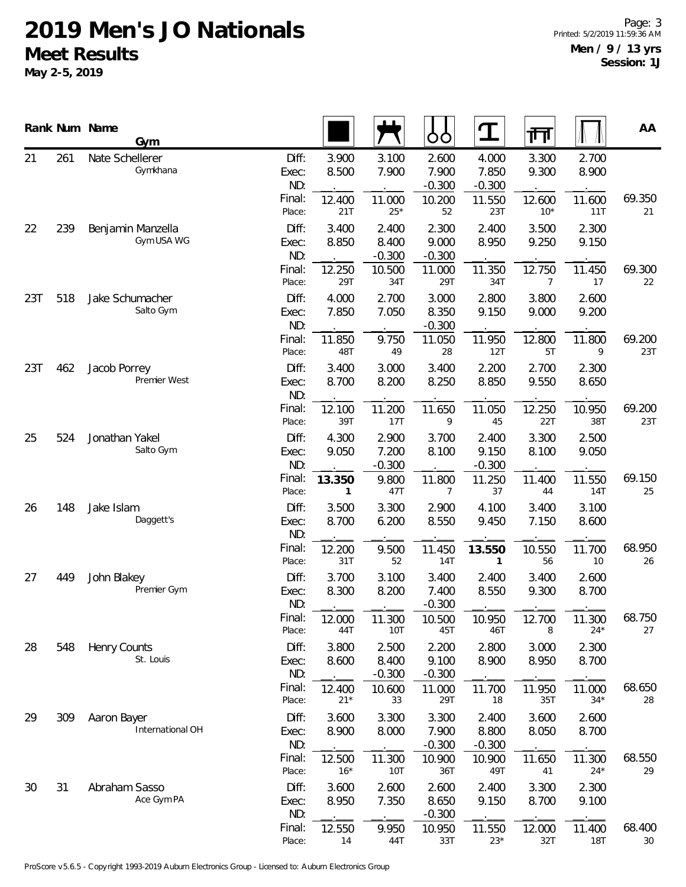# 2019 Men's JO Nationals

## Meet Results

**May 2-5, 2019**

**Men / 9 / 13 yrs**
**Session: 1J**

| Rank | Num | Name / Gym | | Floor | Pommel Horse | Rings | Vault | Parallel Bars | High Bar | AA |
|---|---|---|---|---|---|---|---|---|---|---|
| 21 | 261 | Nate Schellerer | Diff: | 3.900 | 3.100 | 2.600 | 4.000 | 3.300 | 2.700 | |
| | | Gymkhana | Exec: | 8.500 | 7.900 | 7.900 | 7.850 | 9.300 | 8.900 | |
| | | | ND: | . | . | -0.300 | -0.300 | . | . | |
| | | | Final: | 12.400 | 11.000 | 10.200 | 11.550 | 12.600 | 11.600 | 69.350 |
| | | | Place: | 21T | 25* | 52 | 23T | 10* | 11T | 21 |
| 22 | 239 | Benjamin Manzella | Diff: | 3.400 | 2.400 | 2.300 | 2.400 | 3.500 | 2.300 | |
| | | Gym USA WG | Exec: | 8.850 | 8.400 | 9.000 | 8.950 | 9.250 | 9.150 | |
| | | | ND: | . | -0.300 | -0.300 | . | . | . | |
| | | | Final: | 12.250 | 10.500 | 11.000 | 11.350 | 12.750 | 11.450 | 69.300 |
| | | | Place: | 29T | 34T | 29T | 34T | 7 | 17 | 22 |
| 23T | 518 | Jake Schumacher | Diff: | 4.000 | 2.700 | 3.000 | 2.800 | 3.800 | 2.600 | |
| | | Salto Gym | Exec: | 7.850 | 7.050 | 8.350 | 9.150 | 9.000 | 9.200 | |
| | | | ND: | . | . | -0.300 | . | . | . | |
| | | | Final: | 11.850 | 9.750 | 11.050 | 11.950 | 12.800 | 11.800 | 69.200 |
| | | | Place: | 48T | 49 | 28 | 12T | 5T | 9 | 23T |
| 23T | 462 | Jacob Porrey | Diff: | 3.400 | 3.000 | 3.400 | 2.200 | 2.700 | 2.300 | |
| | | Premier West | Exec: | 8.700 | 8.200 | 8.250 | 8.850 | 9.550 | 8.650 | |
| | | | ND: | . | . | . | . | . | . | |
| | | | Final: | 12.100 | 11.200 | 11.650 | 11.050 | 12.250 | 10.950 | 69.200 |
| | | | Place: | 39T | 17T | 9 | 45 | 22T | 38T | 23T |
| 25 | 524 | Jonathan Yakel | Diff: | 4.300 | 2.900 | 3.700 | 2.400 | 3.300 | 2.500 | |
| | | Salto Gym | Exec: | 9.050 | 7.200 | 8.100 | 9.150 | 8.100 | 9.050 | |
| | | | ND: | . | -0.300 | . | -0.300 | . | . | |
| | | | Final: | **13.350** | 9.800 | 11.800 | 11.250 | 11.400 | 11.550 | 69.150 |
| | | | Place: | **1** | 47T | 7 | 37 | 44 | 14T | 25 |
| 26 | 148 | Jake Islam | Diff: | 3.500 | 3.300 | 2.900 | 4.100 | 3.400 | 3.100 | |
| | | Daggett's | Exec: | 8.700 | 6.200 | 8.550 | 9.450 | 7.150 | 8.600 | |
| | | | ND: | . | . | . | . | . | . | |
| | | | Final: | 12.200 | 9.500 | 11.450 | **13.550** | 10.550 | 11.700 | 68.950 |
| | | | Place: | 31T | 52 | 14T | **1** | 56 | 10 | 26 |
| 27 | 449 | John Blakey | Diff: | 3.700 | 3.100 | 3.400 | 2.400 | 3.400 | 2.600 | |
| | | Premier Gym | Exec: | 8.300 | 8.200 | 7.400 | 8.550 | 9.300 | 8.700 | |
| | | | ND: | . | . | -0.300 | . | . | . | |
| | | | Final: | 12.000 | 11.300 | 10.500 | 10.950 | 12.700 | 11.300 | 68.750 |
| | | | Place: | 44T | 10T | 45T | 46T | 8 | 24* | 27 |
| 28 | 548 | Henry Counts | Diff: | 3.800 | 2.500 | 2.200 | 2.800 | 3.000 | 2.300 | |
| | | St. Louis | Exec: | 8.600 | 8.400 | 9.100 | 8.900 | 8.950 | 8.700 | |
| | | | ND: | . | -0.300 | -0.300 | . | . | . | |
| | | | Final: | 12.400 | 10.600 | 11.000 | 11.700 | 11.950 | 11.000 | 68.650 |
| | | | Place: | 21* | 33 | 29T | 18 | 35T | 34* | 28 |
| 29 | 309 | Aaron Bayer | Diff: | 3.600 | 3.300 | 3.300 | 2.400 | 3.600 | 2.600 | |
| | | International OH | Exec: | 8.900 | 8.000 | 7.900 | 8.800 | 8.050 | 8.700 | |
| | | | ND: | . | . | -0.300 | -0.300 | . | . | |
| | | | Final: | 12.500 | 11.300 | 10.900 | 10.900 | 11.650 | 11.300 | 68.550 |
| | | | Place: | 16* | 10T | 36T | 49T | 41 | 24* | 29 |
| 30 | 31 | Abraham Sasso | Diff: | 3.600 | 2.600 | 2.600 | 2.400 | 3.300 | 2.300 | |
| | | Ace Gym PA | Exec: | 8.950 | 7.350 | 8.650 | 9.150 | 8.700 | 9.100 | |
| | | | ND: | . | . | -0.300 | . | . | . | |
| | | | Final: | 12.550 | 9.950 | 10.950 | 11.550 | 12.000 | 11.400 | 68.400 |
| | | | Place: | 14 | 44T | 33T | 23* | 32T | 18T | 30 |

ProScore v5.6.5 - Copyright 1993-2019 Auburn Electronics Group - Licensed to: Auburn Electronics Group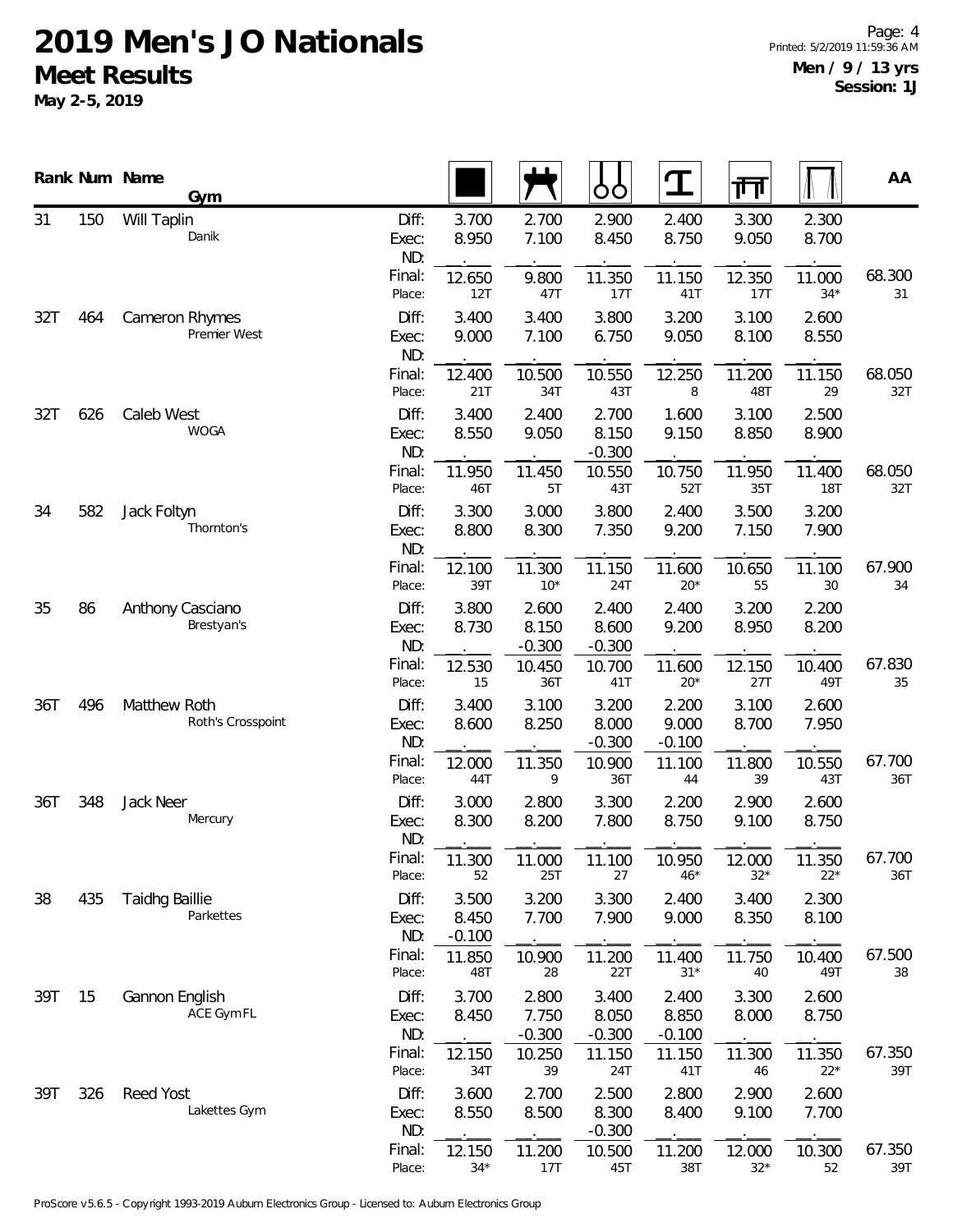# 2019 Men's JO Nationals

## Meet Results

**May 2-5, 2019**

**Men / 9 / 13 yrs**
**Session: 1J**

| Rank | Num | Name / Gym | | Floor | Pommel Horse | Rings | Vault | Parallel Bars | High Bar | AA |
|---|---|---|---|---|---|---|---|---|---|---|
| 31 | 150 | Will Taplin | Diff: | 3.700 | 2.700 | 2.900 | 2.400 | 3.300 | 2.300 | |
| | | Danik | Exec: | 8.950 | 7.100 | 8.450 | 8.750 | 9.050 | 8.700 | |
| | | | ND: | . | . | . | . | . | . | |
| | | | Final: | 12.650 | 9.800 | 11.350 | 11.150 | 12.350 | 11.000 | 68.300 |
| | | | Place: | 12T | 47T | 17T | 41T | 17T | 34* | 31 |
| 32T | 464 | Cameron Rhymes | Diff: | 3.400 | 3.400 | 3.800 | 3.200 | 3.100 | 2.600 | |
| | | Premier West | Exec: | 9.000 | 7.100 | 6.750 | 9.050 | 8.100 | 8.550 | |
| | | | ND: | . | . | . | . | . | . | |
| | | | Final: | 12.400 | 10.500 | 10.550 | 12.250 | 11.200 | 11.150 | 68.050 |
| | | | Place: | 21T | 34T | 43T | 8 | 48T | 29 | 32T |
| 32T | 626 | Caleb West | Diff: | 3.400 | 2.400 | 2.700 | 1.600 | 3.100 | 2.500 | |
| | | WOGA | Exec: | 8.550 | 9.050 | 8.150 | 9.150 | 8.850 | 8.900 | |
| | | | ND: | . | . | -0.300 | . | . | . | |
| | | | Final: | 11.950 | 11.450 | 10.550 | 10.750 | 11.950 | 11.400 | 68.050 |
| | | | Place: | 46T | 5T | 43T | 52T | 35T | 18T | 32T |
| 34 | 582 | Jack Foltyn | Diff: | 3.300 | 3.000 | 3.800 | 2.400 | 3.500 | 3.200 | |
| | | Thornton's | Exec: | 8.800 | 8.300 | 7.350 | 9.200 | 7.150 | 7.900 | |
| | | | ND: | . | . | . | . | . | . | |
| | | | Final: | 12.100 | 11.300 | 11.150 | 11.600 | 10.650 | 11.100 | 67.900 |
| | | | Place: | 39T | 10* | 24T | 20* | 55 | 30 | 34 |
| 35 | 86 | Anthony Casciano | Diff: | 3.800 | 2.600 | 2.400 | 2.400 | 3.200 | 2.200 | |
| | | Brestyan's | Exec: | 8.730 | 8.150 | 8.600 | 9.200 | 8.950 | 8.200 | |
| | | | ND: | . | -0.300 | -0.300 | . | . | . | |
| | | | Final: | 12.530 | 10.450 | 10.700 | 11.600 | 12.150 | 10.400 | 67.830 |
| | | | Place: | 15 | 36T | 41T | 20* | 27T | 49T | 35 |
| 36T | 496 | Matthew Roth | Diff: | 3.400 | 3.100 | 3.200 | 2.200 | 3.100 | 2.600 | |
| | | Roth's Crosspoint | Exec: | 8.600 | 8.250 | 8.000 | 9.000 | 8.700 | 7.950 | |
| | | | ND: | . | . | -0.300 | -0.100 | . | . | |
| | | | Final: | 12.000 | 11.350 | 10.900 | 11.100 | 11.800 | 10.550 | 67.700 |
| | | | Place: | 44T | 9 | 36T | 44 | 39 | 43T | 36T |
| 36T | 348 | Jack Neer | Diff: | 3.000 | 2.800 | 3.300 | 2.200 | 2.900 | 2.600 | |
| | | Mercury | Exec: | 8.300 | 8.200 | 7.800 | 8.750 | 9.100 | 8.750 | |
| | | | ND: | . | . | . | . | . | . | |
| | | | Final: | 11.300 | 11.000 | 11.100 | 10.950 | 12.000 | 11.350 | 67.700 |
| | | | Place: | 52 | 25T | 27 | 46* | 32* | 22* | 36T |
| 38 | 435 | Taidhg Baillie | Diff: | 3.500 | 3.200 | 3.300 | 2.400 | 3.400 | 2.300 | |
| | | Parkettes | Exec: | 8.450 | 7.700 | 7.900 | 9.000 | 8.350 | 8.100 | |
| | | | ND: | -0.100 | . | . | . | . | . | |
| | | | Final: | 11.850 | 10.900 | 11.200 | 11.400 | 11.750 | 10.400 | 67.500 |
| | | | Place: | 48T | 28 | 22T | 31* | 40 | 49T | 38 |
| 39T | 15 | Gannon English | Diff: | 3.700 | 2.800 | 3.400 | 2.400 | 3.300 | 2.600 | |
| | | ACE Gym FL | Exec: | 8.450 | 7.750 | 8.050 | 8.850 | 8.000 | 8.750 | |
| | | | ND: | . | -0.300 | -0.300 | -0.100 | . | . | |
| | | | Final: | 12.150 | 10.250 | 11.150 | 11.150 | 11.300 | 11.350 | 67.350 |
| | | | Place: | 34T | 39 | 24T | 41T | 46 | 22* | 39T |
| 39T | 326 | Reed Yost | Diff: | 3.600 | 2.700 | 2.500 | 2.800 | 2.900 | 2.600 | |
| | | Lakettes Gym | Exec: | 8.550 | 8.500 | 8.300 | 8.400 | 9.100 | 7.700 | |
| | | | ND: | . | . | -0.300 | . | . | . | |
| | | | Final: | 12.150 | 11.200 | 10.500 | 11.200 | 12.000 | 10.300 | 67.350 |
| | | | Place: | 34* | 17T | 45T | 38T | 32* | 52 | 39T |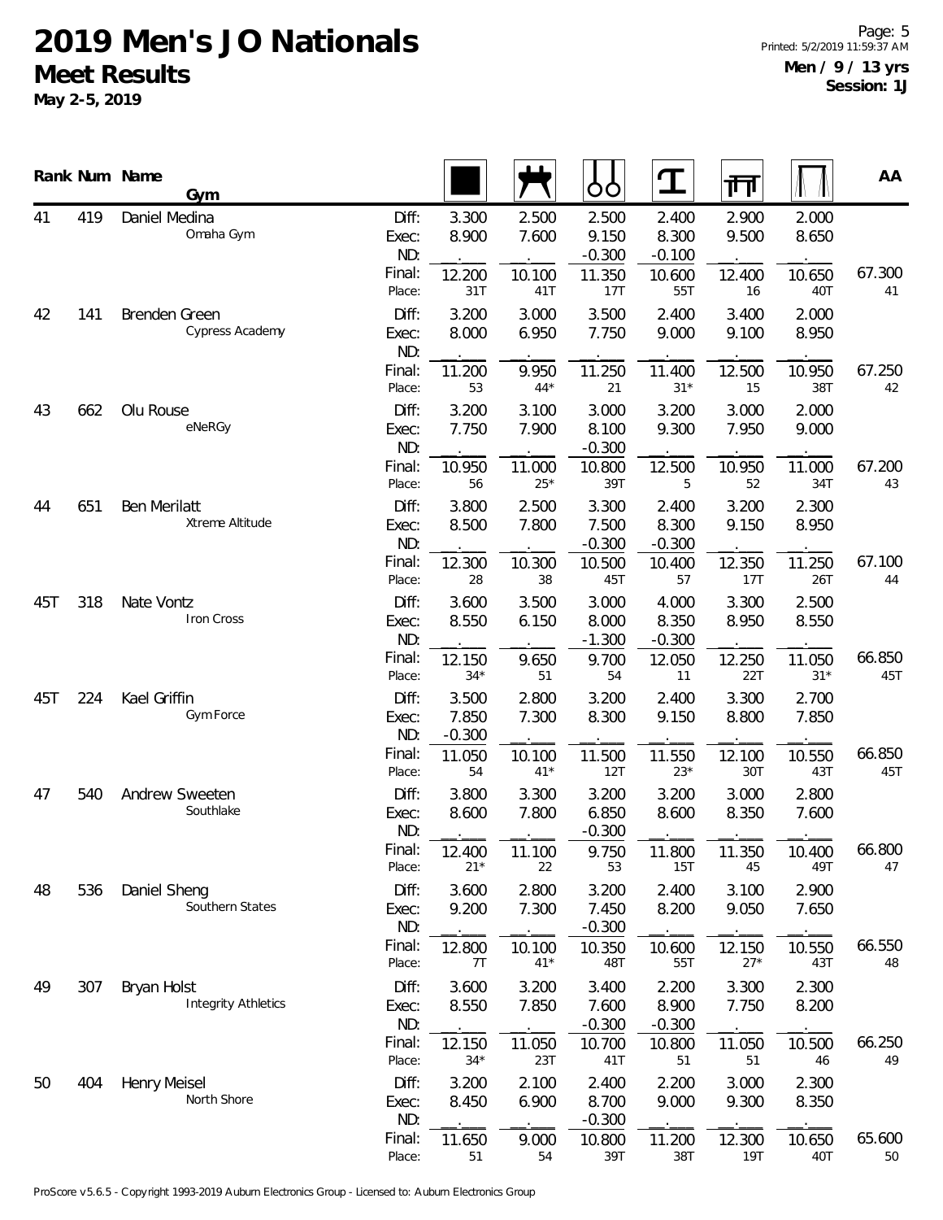# 2019 Men's JO Nationals

## Meet Results

**May 2-5, 2019**

**Men / 9 / 13 yrs**
**Session: 1J**

| Rank | Num | Name / Gym | | Floor | Pommel Horse | Rings | Vault | Parallel Bars | High Bar | AA |
|---|---|---|---|---|---|---|---|---|---|---|
| 41 | 419 | Daniel Medina<br>Omaha Gym | Diff: | 3.300 | 2.500 | 2.500 | 2.400 | 2.900 | 2.000 | |
| | | | Exec: | 8.900 | 7.600 | 9.150 | 8.300 | 9.500 | 8.650 | |
| | | | ND: | | | -0.300 | -0.100 | | | |
| | | | Final: | 12.200 | 10.100 | 11.350 | 10.600 | 12.400 | 10.650 | 67.300 |
| | | | Place: | 31T | 41T | 17T | 55T | 16 | 40T | 41 |
| 42 | 141 | Brenden Green<br>Cypress Academy | Diff: | 3.200 | 3.000 | 3.500 | 2.400 | 3.400 | 2.000 | |
| | | | Exec: | 8.000 | 6.950 | 7.750 | 9.000 | 9.100 | 8.950 | |
| | | | ND: | | | | | | | |
| | | | Final: | 11.200 | 9.950 | 11.250 | 11.400 | 12.500 | 10.950 | 67.250 |
| | | | Place: | 53 | 44* | 21 | 31* | 15 | 38T | 42 |
| 43 | 662 | Olu Rouse<br>eNeRGy | Diff: | 3.200 | 3.100 | 3.000 | 3.200 | 3.000 | 2.000 | |
| | | | Exec: | 7.750 | 7.900 | 8.100 | 9.300 | 7.950 | 9.000 | |
| | | | ND: | | | -0.300 | | | | |
| | | | Final: | 10.950 | 11.000 | 10.800 | 12.500 | 10.950 | 11.000 | 67.200 |
| | | | Place: | 56 | 25* | 39T | 5 | 52 | 34T | 43 |
| 44 | 651 | Ben Merilatt<br>Xtreme Altitude | Diff: | 3.800 | 2.500 | 3.300 | 2.400 | 3.200 | 2.300 | |
| | | | Exec: | 8.500 | 7.800 | 7.500 | 8.300 | 9.150 | 8.950 | |
| | | | ND: | | | -0.300 | -0.300 | | | |
| | | | Final: | 12.300 | 10.300 | 10.500 | 10.400 | 12.350 | 11.250 | 67.100 |
| | | | Place: | 28 | 38 | 45T | 57 | 17T | 26T | 44 |
| 45T | 318 | Nate Vontz<br>Iron Cross | Diff: | 3.600 | 3.500 | 3.000 | 4.000 | 3.300 | 2.500 | |
| | | | Exec: | 8.550 | 6.150 | 8.000 | 8.350 | 8.950 | 8.550 | |
| | | | ND: | | | -1.300 | -0.300 | | | |
| | | | Final: | 12.150 | 9.650 | 9.700 | 12.050 | 12.250 | 11.050 | 66.850 |
| | | | Place: | 34* | 51 | 54 | 11 | 22T | 31* | 45T |
| 45T | 224 | Kael Griffin<br>Gym Force | Diff: | 3.500 | 2.800 | 3.200 | 2.400 | 3.300 | 2.700 | |
| | | | Exec: | 7.850 | 7.300 | 8.300 | 9.150 | 8.800 | 7.850 | |
| | | | ND: | -0.300 | | | | | | |
| | | | Final: | 11.050 | 10.100 | 11.500 | 11.550 | 12.100 | 10.550 | 66.850 |
| | | | Place: | 54 | 41* | 12T | 23* | 30T | 43T | 45T |
| 47 | 540 | Andrew Sweeten<br>Southlake | Diff: | 3.800 | 3.300 | 3.200 | 3.200 | 3.000 | 2.800 | |
| | | | Exec: | 8.600 | 7.800 | 6.850 | 8.600 | 8.350 | 7.600 | |
| | | | ND: | | | -0.300 | | | | |
| | | | Final: | 12.400 | 11.100 | 9.750 | 11.800 | 11.350 | 10.400 | 66.800 |
| | | | Place: | 21* | 22 | 53 | 15T | 45 | 49T | 47 |
| 48 | 536 | Daniel Sheng<br>Southern States | Diff: | 3.600 | 2.800 | 3.200 | 2.400 | 3.100 | 2.900 | |
| | | | Exec: | 9.200 | 7.300 | 7.450 | 8.200 | 9.050 | 7.650 | |
| | | | ND: | | | -0.300 | | | | |
| | | | Final: | 12.800 | 10.100 | 10.350 | 10.600 | 12.150 | 10.550 | 66.550 |
| | | | Place: | 7T | 41* | 48T | 55T | 27* | 43T | 48 |
| 49 | 307 | Bryan Holst<br>Integrity Athletics | Diff: | 3.600 | 3.200 | 3.400 | 2.200 | 3.300 | 2.300 | |
| | | | Exec: | 8.550 | 7.850 | 7.600 | 8.900 | 7.750 | 8.200 | |
| | | | ND: | | | -0.300 | -0.300 | | | |
| | | | Final: | 12.150 | 11.050 | 10.700 | 10.800 | 11.050 | 10.500 | 66.250 |
| | | | Place: | 34* | 23T | 41T | 51 | 51 | 46 | 49 |
| 50 | 404 | Henry Meisel<br>North Shore | Diff: | 3.200 | 2.100 | 2.400 | 2.200 | 3.000 | 2.300 | |
| | | | Exec: | 8.450 | 6.900 | 8.700 | 9.000 | 9.300 | 8.350 | |
| | | | ND: | | | -0.300 | | | | |
| | | | Final: | 11.650 | 9.000 | 10.800 | 11.200 | 12.300 | 10.650 | 65.600 |
| | | | Place: | 51 | 54 | 39T | 38T | 19T | 40T | 50 |

ProScore v5.6.5 - Copyright 1993-2019 Auburn Electronics Group - Licensed to: Auburn Electronics Group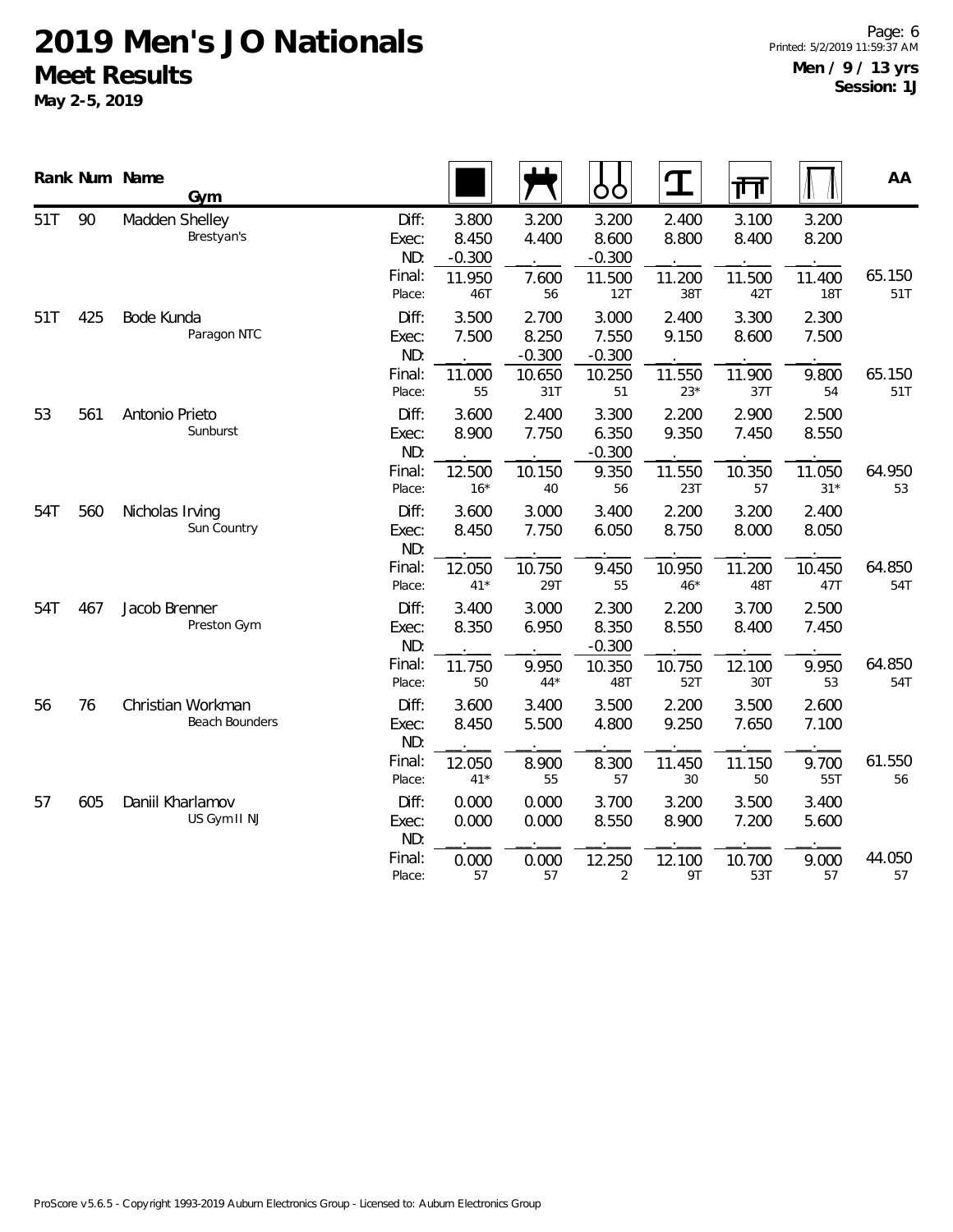# 2019 Men's JO Nationals

## Meet Results

**May 2-5, 2019**

**Men / 9 / 13 yrs**
**Session: 1J**

| Rank | Num | Name / Gym | | Floor | Pommel Horse | Rings | Vault | Parallel Bars | High Bar | AA |
|---|---|---|---|---|---|---|---|---|---|---|
| 51T | 90 | Madden Shelley<br>Brestyan's | Diff: | 3.800 | 3.200 | 3.200 | 2.400 | 3.100 | 3.200 | |
| | | | Exec: | 8.450 | 4.400 | 8.600 | 8.800 | 8.400 | 8.200 | |
| | | | ND: | -0.300 | . | -0.300 | . | . | . | |
| | | | Final: | 11.950 | 7.600 | 11.500 | 11.200 | 11.500 | 11.400 | 65.150 |
| | | | Place: | 46T | 56 | 12T | 38T | 42T | 18T | 51T |
| 51T | 425 | Bode Kunda<br>Paragon NTC | Diff: | 3.500 | 2.700 | 3.000 | 2.400 | 3.300 | 2.300 | |
| | | | Exec: | 7.500 | 8.250 | 7.550 | 9.150 | 8.600 | 7.500 | |
| | | | ND: | . | -0.300 | -0.300 | . | . | . | |
| | | | Final: | 11.000 | 10.650 | 10.250 | 11.550 | 11.900 | 9.800 | 65.150 |
| | | | Place: | 55 | 31T | 51 | 23* | 37T | 54 | 51T |
| 53 | 561 | Antonio Prieto<br>Sunburst | Diff: | 3.600 | 2.400 | 3.300 | 2.200 | 2.900 | 2.500 | |
| | | | Exec: | 8.900 | 7.750 | 6.350 | 9.350 | 7.450 | 8.550 | |
| | | | ND: | . | . | -0.300 | . | . | . | |
| | | | Final: | 12.500 | 10.150 | 9.350 | 11.550 | 10.350 | 11.050 | 64.950 |
| | | | Place: | 16* | 40 | 56 | 23T | 57 | 31* | 53 |
| 54T | 560 | Nicholas Irving<br>Sun Country | Diff: | 3.600 | 3.000 | 3.400 | 2.200 | 3.200 | 2.400 | |
| | | | Exec: | 8.450 | 7.750 | 6.050 | 8.750 | 8.000 | 8.050 | |
| | | | ND: | . | . | . | . | . | . | |
| | | | Final: | 12.050 | 10.750 | 9.450 | 10.950 | 11.200 | 10.450 | 64.850 |
| | | | Place: | 41* | 29T | 55 | 46* | 48T | 47T | 54T |
| 54T | 467 | Jacob Brenner<br>Preston Gym | Diff: | 3.400 | 3.000 | 2.300 | 2.200 | 3.700 | 2.500 | |
| | | | Exec: | 8.350 | 6.950 | 8.350 | 8.550 | 8.400 | 7.450 | |
| | | | ND: | . | . | -0.300 | . | . | . | |
| | | | Final: | 11.750 | 9.950 | 10.350 | 10.750 | 12.100 | 9.950 | 64.850 |
| | | | Place: | 50 | 44* | 48T | 52T | 30T | 53 | 54T |
| 56 | 76 | Christian Workman<br>Beach Bounders | Diff: | 3.600 | 3.400 | 3.500 | 2.200 | 3.500 | 2.600 | |
| | | | Exec: | 8.450 | 5.500 | 4.800 | 9.250 | 7.650 | 7.100 | |
| | | | ND: | . | . | . | . | . | . | |
| | | | Final: | 12.050 | 8.900 | 8.300 | 11.450 | 11.150 | 9.700 | 61.550 |
| | | | Place: | 41* | 55 | 57 | 30 | 50 | 55T | 56 |
| 57 | 605 | Daniil Kharlamov<br>US Gym II NJ | Diff: | 0.000 | 0.000 | 3.700 | 3.200 | 3.500 | 3.400 | |
| | | | Exec: | 0.000 | 0.000 | 8.550 | 8.900 | 7.200 | 5.600 | |
| | | | ND: | . | . | . | . | . | . | |
| | | | Final: | 0.000 | 0.000 | 12.250 | 12.100 | 10.700 | 9.000 | 44.050 |
| | | | Place: | 57 | 57 | 2 | 9T | 53T | 57 | 57 |